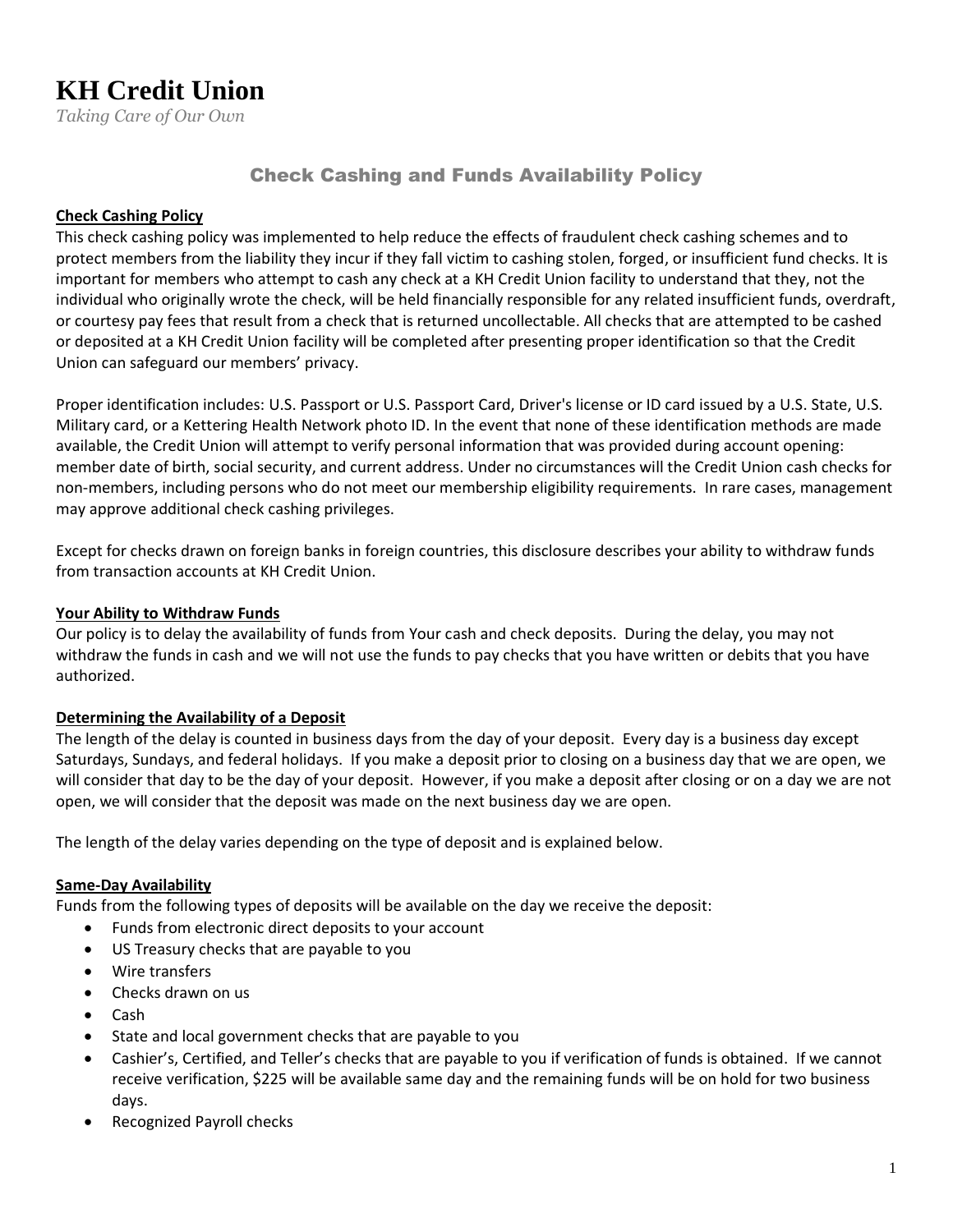# KH Credit Union

*Taking Care of Our Own*

## Check Cashing and Funds Availability Policy

**Check Cashing Policy**

This check cashing policy was implemented to help reduce the effects of fraudulent check cashing schemes and to protect members from the liability they incur if they fall victim to cashing stolen, forged, or insufficient fund checks. It is important for members who attempt to cash any check at a KH Credit Union facility to understand that they, not the individual who originally wrote the check, will be held financially responsible for any related insufficient funds, overdraft, or courtesy pay fees that result from a check that is returned uncollectable. All checks that are attempted to be cashed or deposited at a KH Credit Union facility will be completed after presenting proper identification so that the Credit Union can safeguard our members' privacy.

Proper identification includes: U.S. Passport or U.S. Passport Card, Driver's license or ID card issued by a U.S. State, U.S. Military card, or a Kettering Health Network photo ID. In the event that none of these identification methods are made available, the Credit Union will attempt to verify personal information that was provided during account opening: member date of birth, social security, and current address. Under no circumstances will the Credit Union cash checks for non-members, including persons who do not meet our membership eligibility requirements. In rare cases, management may approve additional check cashing privileges.

Except for checks drawn on foreign banks in foreign countries, this disclosure describes your ability to withdraw funds from transaction accounts at KH Credit Union.

**Your Ability to Withdraw Funds**

Our policy is to delay the availability of funds from Your cash and check deposits. During the delay, you may not withdraw the funds in cash and we will not use the funds to pay checks that you have written or debits that you have authorized.

**Determining the Availability of a Deposit**

The length of the delay is counted in business days from the day of your deposit. Every day is a business day except Saturdays, Sundays, and federal holidays. If you make a deposit prior to closing on a business day that we are open, we will consider that day to be the day of your deposit. However, if you make a deposit after closing or on a day we are not open, we will consider that the deposit was made on the next business day we are open.

The length of the delay varies depending on the type of deposit and is explained below.

**Same-Day Availability**

Funds from the following types of deposits will be available on the day we receive the deposit:

- Funds from electronic direct deposits to your account
- US Treasury checks that are payable to you
- Wire transfers
- Checks drawn on us
- Cash
- State and local government checks that are payable to you
- Cashier's, Certified, and Teller's checks that are payable to you if verification of funds is obtained. If we cannot receive verification, $225 will be available same day and the remaining funds will be on hold for two business days.
- Recognized Payroll checks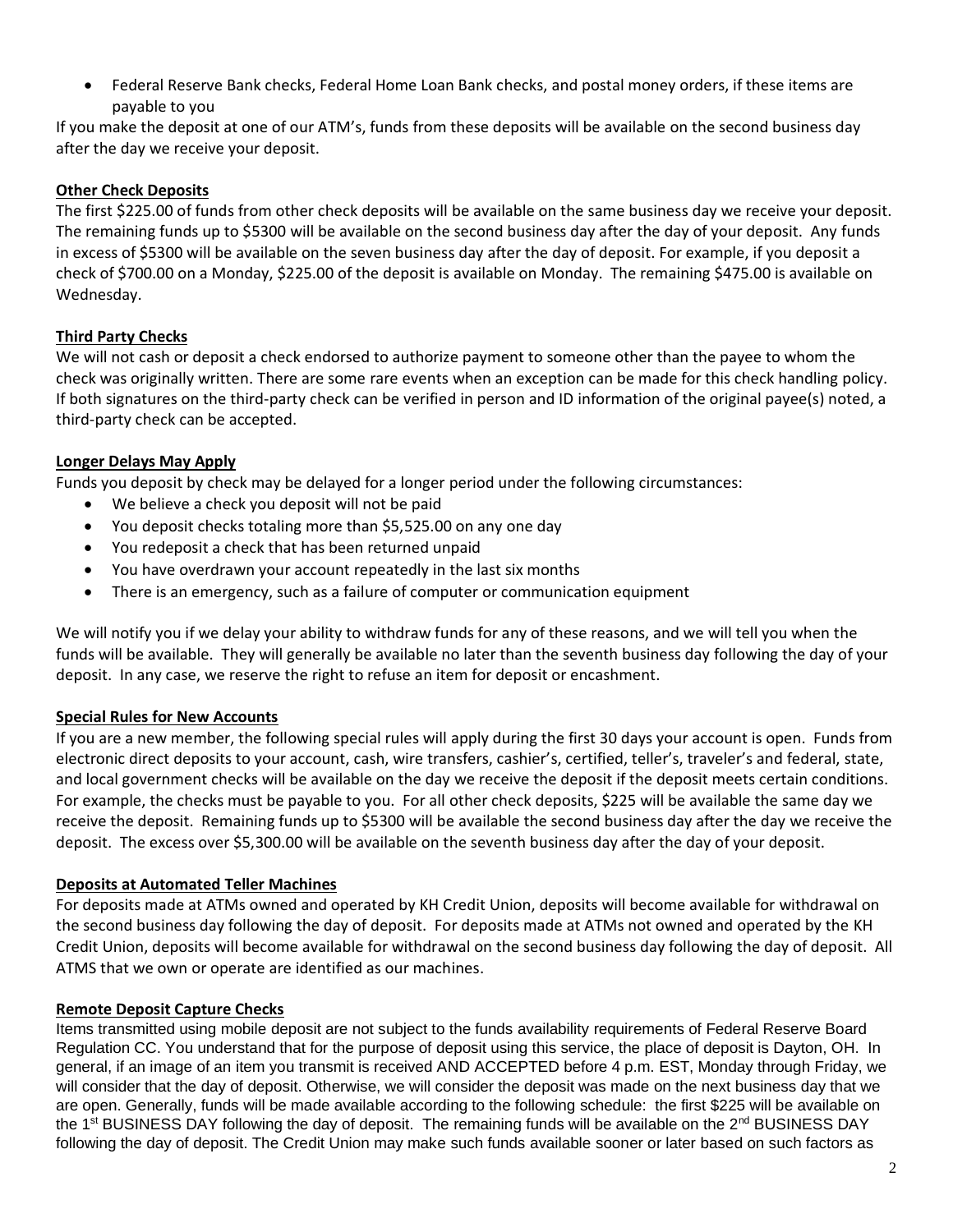- Federal Reserve Bank checks, Federal Home Loan Bank checks, and postal money orders, if these items are payable to you

If you make the deposit at one of our ATM's, funds from these deposits will be available on the second business day after the day we receive your deposit.

**Other Check Deposits**

The first $225.00 of funds from other check deposits will be available on the same business day we receive your deposit. The remaining funds up to $5300 will be available on the second business day after the day of your deposit. Any funds in excess of $5300 will be available on the seven business day after the day of deposit. For example, if you deposit a check of $700.00 on a Monday, $225.00 of the deposit is available on Monday. The remaining $475.00 is available on Wednesday.

**Third Party Checks**

We will not cash or deposit a check endorsed to authorize payment to someone other than the payee to whom the check was originally written. There are some rare events when an exception can be made for this check handling policy. If both signatures on the third-party check can be verified in person and ID information of the original payee(s) noted, a third-party check can be accepted.

**Longer Delays May Apply**

Funds you deposit by check may be delayed for a longer period under the following circumstances:

- We believe a check you deposit will not be paid
- You deposit checks totaling more than $5,525.00 on any one day
- You redeposit a check that has been returned unpaid
- You have overdrawn your account repeatedly in the last six months
- There is an emergency, such as a failure of computer or communication equipment

We will notify you if we delay your ability to withdraw funds for any of these reasons, and we will tell you when the funds will be available. They will generally be available no later than the seventh business day following the day of your deposit. In any case, we reserve the right to refuse an item for deposit or encashment.

**Special Rules for New Accounts**

If you are a new member, the following special rules will apply during the first 30 days your account is open. Funds from electronic direct deposits to your account, cash, wire transfers, cashier's, certified, teller's, traveler's and federal, state, and local government checks will be available on the day we receive the deposit if the deposit meets certain conditions. For example, the checks must be payable to you. For all other check deposits, $225 will be available the same day we receive the deposit. Remaining funds up to $5300 will be available the second business day after the day we receive the deposit. The excess over $5,300.00 will be available on the seventh business day after the day of your deposit.

**Deposits at Automated Teller Machines**

For deposits made at ATMs owned and operated by KH Credit Union, deposits will become available for withdrawal on the second business day following the day of deposit. For deposits made at ATMs not owned and operated by the KH Credit Union, deposits will become available for withdrawal on the second business day following the day of deposit. All ATMS that we own or operate are identified as our machines.

**Remote Deposit Capture Checks**

Items transmitted using mobile deposit are not subject to the funds availability requirements of Federal Reserve Board Regulation CC. You understand that for the purpose of deposit using this service, the place of deposit is Dayton, OH. In general, if an image of an item you transmit is received AND ACCEPTED before 4 p.m. EST, Monday through Friday, we will consider that the day of deposit. Otherwise, we will consider the deposit was made on the next business day that we are open. Generally, funds will be made available according to the following schedule: the first $225 will be available on the 1st BUSINESS DAY following the day of deposit. The remaining funds will be available on the 2nd BUSINESS DAY following the day of deposit. The Credit Union may make such funds available sooner or later based on such factors as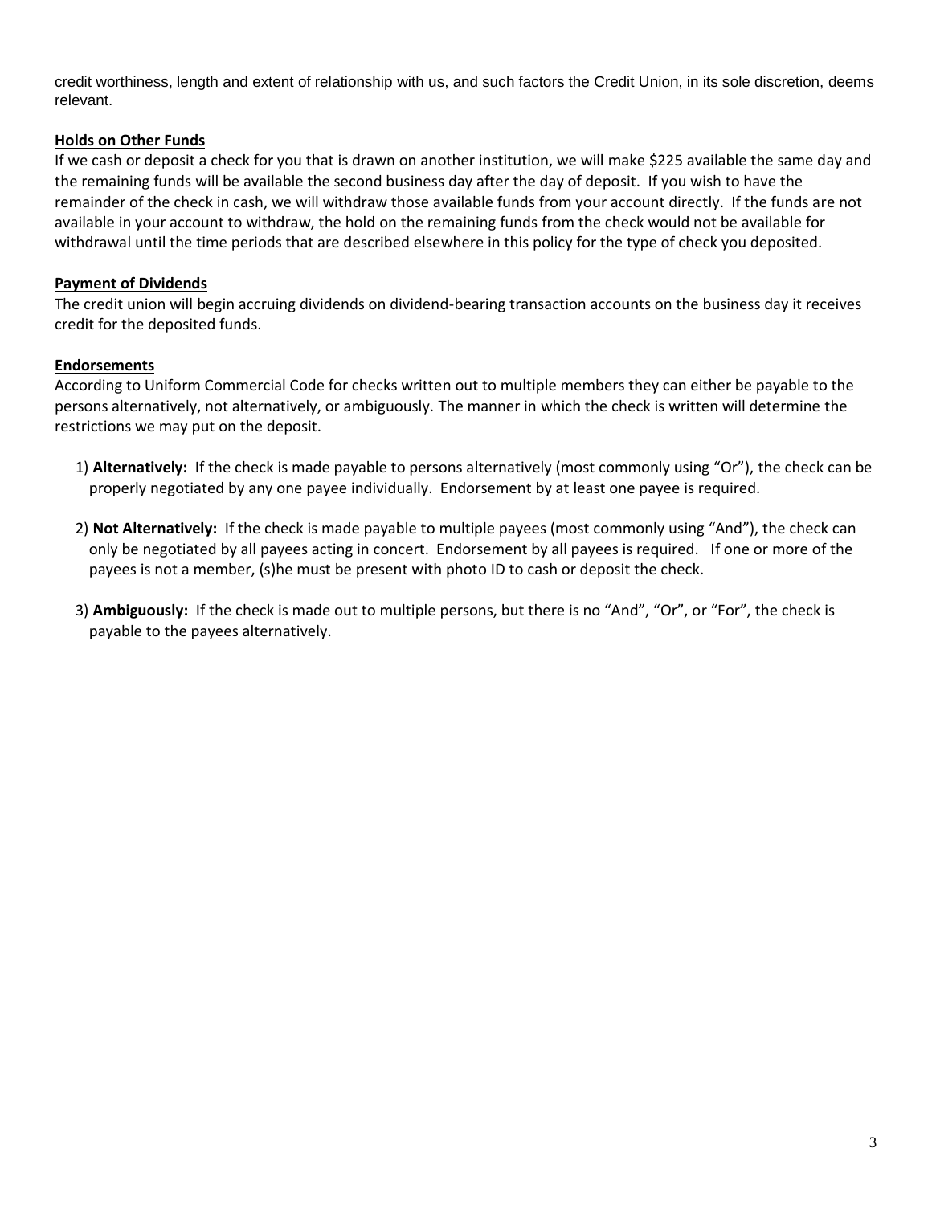credit worthiness, length and extent of relationship with us, and such factors the Credit Union, in its sole discretion, deems relevant.

**Holds on Other Funds**

If we cash or deposit a check for you that is drawn on another institution, we will make $225 available the same day and the remaining funds will be available the second business day after the day of deposit. If you wish to have the remainder of the check in cash, we will withdraw those available funds from your account directly. If the funds are not available in your account to withdraw, the hold on the remaining funds from the check would not be available for withdrawal until the time periods that are described elsewhere in this policy for the type of check you deposited.

**Payment of Dividends**

The credit union will begin accruing dividends on dividend-bearing transaction accounts on the business day it receives credit for the deposited funds.

**Endorsements**

According to Uniform Commercial Code for checks written out to multiple members they can either be payable to the persons alternatively, not alternatively, or ambiguously. The manner in which the check is written will determine the restrictions we may put on the deposit.

1) **Alternatively:** If the check is made payable to persons alternatively (most commonly using "Or"), the check can be properly negotiated by any one payee individually. Endorsement by at least one payee is required.

2) **Not Alternatively:** If the check is made payable to multiple payees (most commonly using "And"), the check can only be negotiated by all payees acting in concert. Endorsement by all payees is required. If one or more of the payees is not a member, (s)he must be present with photo ID to cash or deposit the check.

3) **Ambiguously:** If the check is made out to multiple persons, but there is no "And", "Or", or "For", the check is payable to the payees alternatively.